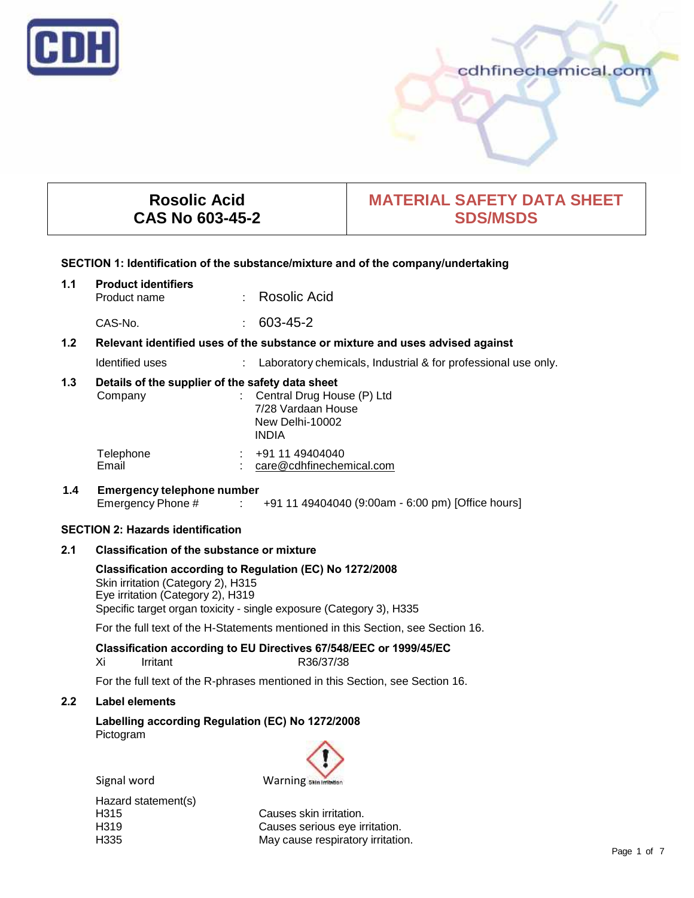CDH

cdhfinechemical.com

| Rosolic Acid<br>CAS No 603-45-2 | MATERIAL SAFETY DATA SHEET<br>SDS/MSDS |
|---|---|

## SECTION 1: Identification of the substance/mixture and of the company/undertaking

**1.1 Product identifiers**

Product name : Rosolic Acid

CAS-No. : 603-45-2

**1.2 Relevant identified uses of the substance or mixture and uses advised against**

Identified uses : Laboratory chemicals, Industrial & for professional use only.

**1.3 Details of the supplier of the safety data sheet**

Company : Central Drug House (P) Ltd
7/28 Vardaan House
New Delhi-10002
INDIA

Telephone : +91 11 49404040
Email : care@cdhfinechemical.com

**1.4 Emergency telephone number**

Emergency Phone # : +91 11 49404040 (9:00am - 6:00 pm) [Office hours]

## SECTION 2: Hazards identification

**2.1 Classification of the substance or mixture**

**Classification according to Regulation (EC) No 1272/2008**

Skin irritation (Category 2), H315
Eye irritation (Category 2), H319
Specific target organ toxicity - single exposure (Category 3), H335

For the full text of the H-Statements mentioned in this Section, see Section 16.

**Classification according to EU Directives 67/548/EEC or 1999/45/EC**

Xi Irritant R36/37/38

For the full text of the R-phrases mentioned in this Section, see Section 16.

**2.2 Label elements**

**Labelling according Regulation (EC) No 1272/2008**

Pictogram

Signal word Warning

Hazard statement(s)

H315 Causes skin irritation.
H319 Causes serious eye irritation.
H335 May cause respiratory irritation.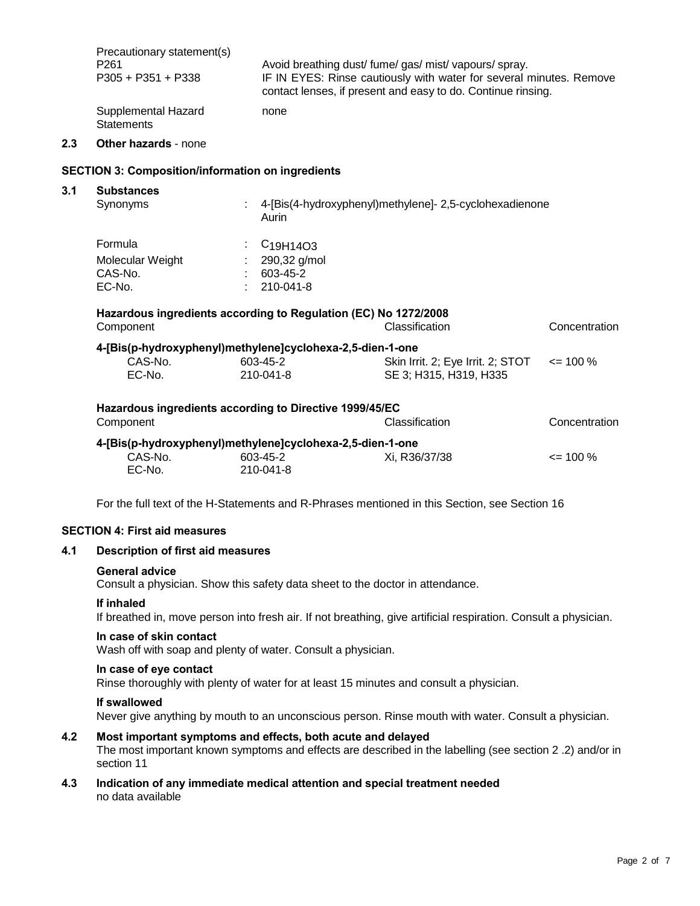Precautionary statement(s)

| | |
|---|---|
| P261 | Avoid breathing dust/ fume/ gas/ mist/ vapours/ spray. |
| P305 + P351 + P338 | IF IN EYES: Rinse cautiously with water for several minutes. Remove contact lenses, if present and easy to do. Continue rinsing. |

Supplemental Hazard Statements: none

## 2.3 Other hazards - none

## SECTION 3: Composition/information on ingredients

### 3.1 Substances

| | | |
|---|---|---|
| Synonyms | : | 4-[Bis(4-hydroxyphenyl)methylene]- 2,5-cyclohexadienone<br>Aurin |
| Formula | : | $C_{19}H_{14}O_3$ |
| Molecular Weight | : | 290,32 g/mol |
| CAS-No. | : | 603-45-2 |
| EC-No. | : | 210-041-8 |

**Hazardous ingredients according to Regulation (EC) No 1272/2008**

| Component | | Classification | Concentration |
|---|---|---|---|
| **4-[Bis(p-hydroxyphenyl)methylene]cyclohexa-2,5-dien-1-one** | | | |
| CAS-No. | 603-45-2 | Skin Irrit. 2; Eye Irrit. 2; STOT SE 3; H315, H319, H335 | <= 100 % |
| EC-No. | 210-041-8 | | |

**Hazardous ingredients according to Directive 1999/45/EC**

| Component | | Classification | Concentration |
|---|---|---|---|
| **4-[Bis(p-hydroxyphenyl)methylene]cyclohexa-2,5-dien-1-one** | | | |
| CAS-No. | 603-45-2 | Xi, R36/37/38 | <= 100 % |
| EC-No. | 210-041-8 | | |

For the full text of the H-Statements and R-Phrases mentioned in this Section, see Section 16

## SECTION 4: First aid measures

### 4.1 Description of first aid measures

**General advice**

Consult a physician. Show this safety data sheet to the doctor in attendance.

**If inhaled**

If breathed in, move person into fresh air. If not breathing, give artificial respiration. Consult a physician.

**In case of skin contact**

Wash off with soap and plenty of water. Consult a physician.

**In case of eye contact**

Rinse thoroughly with plenty of water for at least 15 minutes and consult a physician.

**If swallowed**

Never give anything by mouth to an unconscious person. Rinse mouth with water. Consult a physician.

### 4.2 Most important symptoms and effects, both acute and delayed

The most important known symptoms and effects are described in the labelling (see section 2 .2) and/or in section 11

### 4.3 Indication of any immediate medical attention and special treatment needed

no data available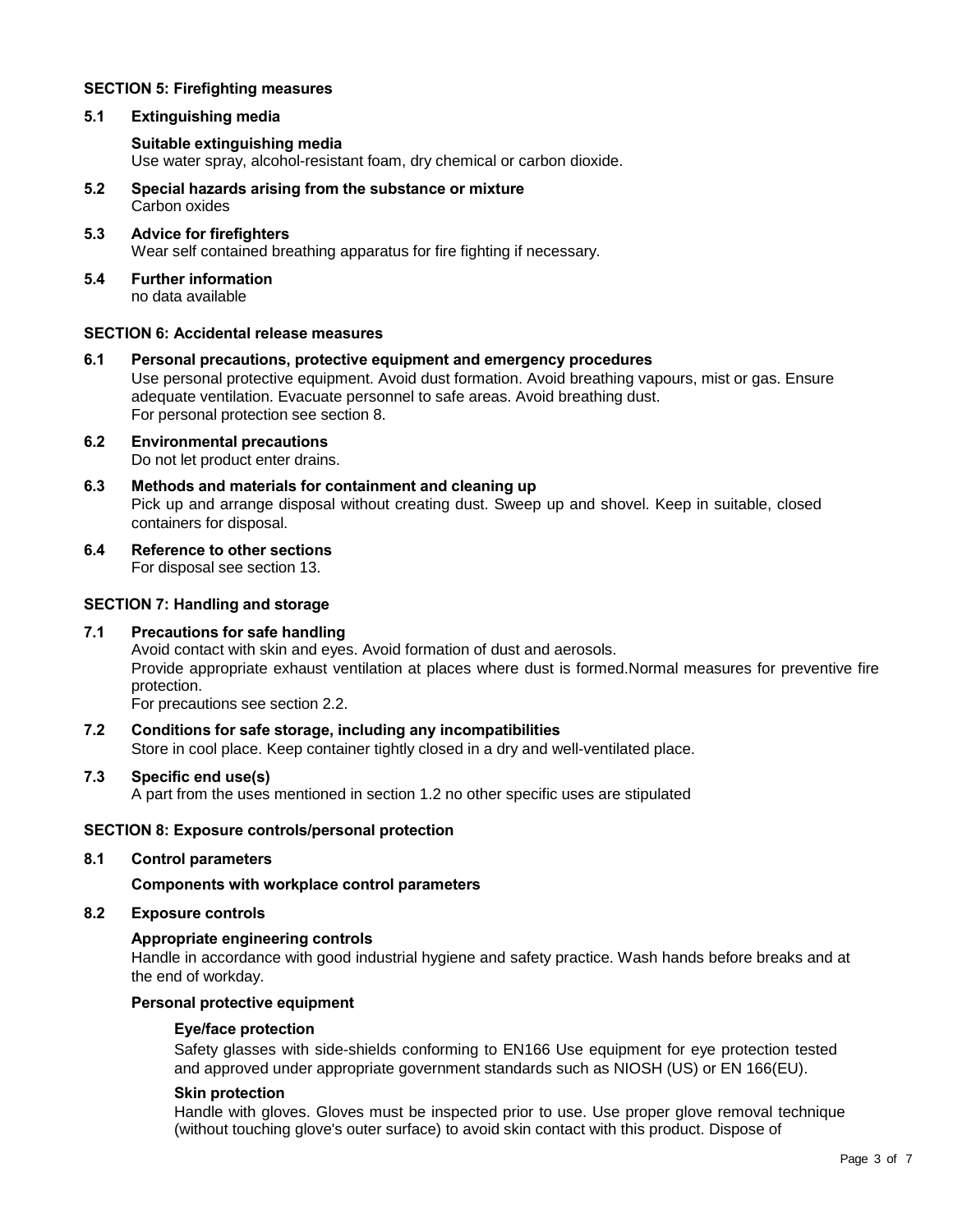## SECTION 5: Firefighting measures

### 5.1 Extinguishing media

**Suitable extinguishing media**
Use water spray, alcohol-resistant foam, dry chemical or carbon dioxide.

### 5.2 Special hazards arising from the substance or mixture
Carbon oxides

### 5.3 Advice for firefighters
Wear self contained breathing apparatus for fire fighting if necessary.

### 5.4 Further information
no data available

## SECTION 6: Accidental release measures

### 6.1 Personal precautions, protective equipment and emergency procedures
Use personal protective equipment. Avoid dust formation. Avoid breathing vapours, mist or gas. Ensure adequate ventilation. Evacuate personnel to safe areas. Avoid breathing dust.
For personal protection see section 8.

### 6.2 Environmental precautions
Do not let product enter drains.

### 6.3 Methods and materials for containment and cleaning up
Pick up and arrange disposal without creating dust. Sweep up and shovel. Keep in suitable, closed containers for disposal.

### 6.4 Reference to other sections
For disposal see section 13.

## SECTION 7: Handling and storage

### 7.1 Precautions for safe handling
Avoid contact with skin and eyes. Avoid formation of dust and aerosols.
Provide appropriate exhaust ventilation at places where dust is formed.Normal measures for preventive fire protection.
For precautions see section 2.2.

### 7.2 Conditions for safe storage, including any incompatibilities
Store in cool place. Keep container tightly closed in a dry and well-ventilated place.

### 7.3 Specific end use(s)
A part from the uses mentioned in section 1.2 no other specific uses are stipulated

## SECTION 8: Exposure controls/personal protection

### 8.1 Control parameters

**Components with workplace control parameters**

### 8.2 Exposure controls

**Appropriate engineering controls**
Handle in accordance with good industrial hygiene and safety practice. Wash hands before breaks and at the end of workday.

**Personal protective equipment**

**Eye/face protection**
Safety glasses with side-shields conforming to EN166 Use equipment for eye protection tested and approved under appropriate government standards such as NIOSH (US) or EN 166(EU).

**Skin protection**
Handle with gloves. Gloves must be inspected prior to use. Use proper glove removal technique (without touching glove's outer surface) to avoid skin contact with this product. Dispose of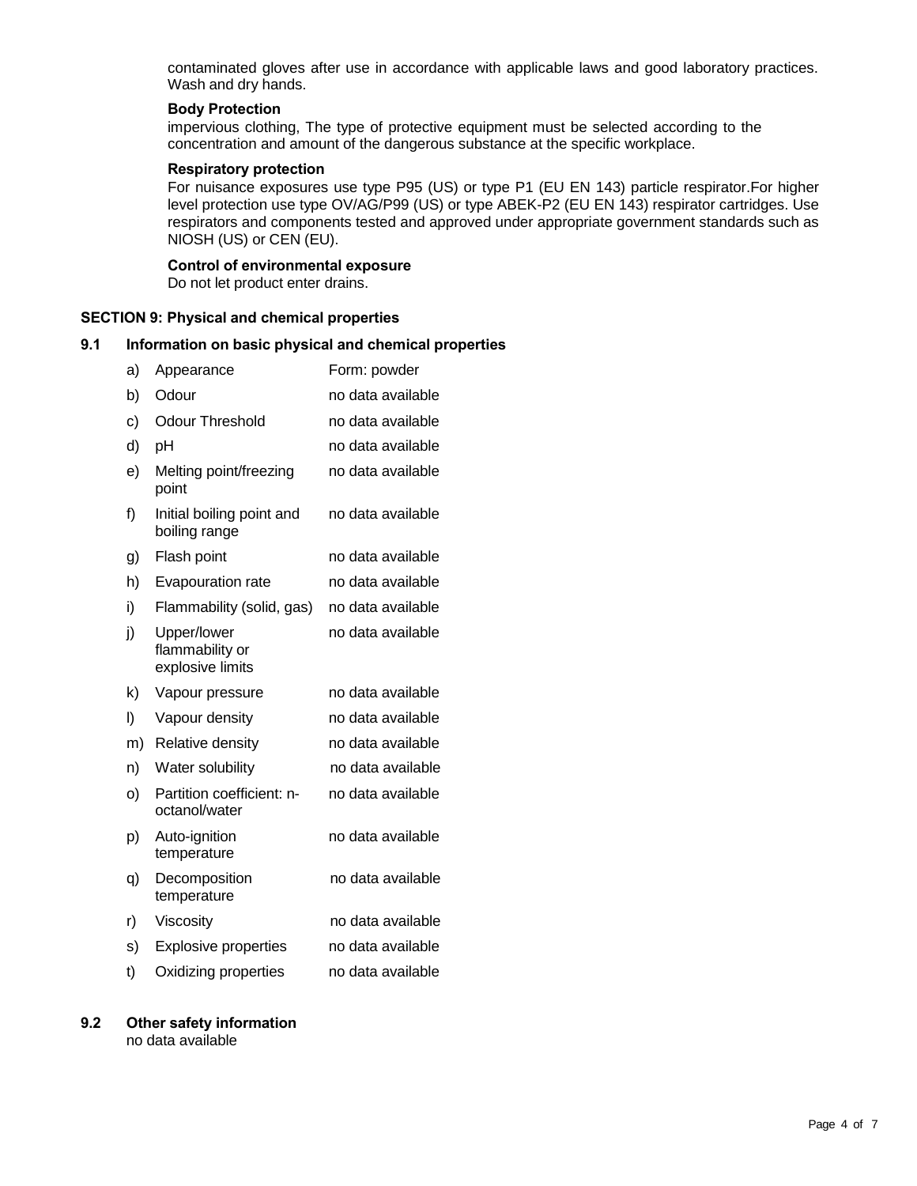contaminated gloves after use in accordance with applicable laws and good laboratory practices. Wash and dry hands.

**Body Protection**

impervious clothing, The type of protective equipment must be selected according to the concentration and amount of the dangerous substance at the specific workplace.

**Respiratory protection**

For nuisance exposures use type P95 (US) or type P1 (EU EN 143) particle respirator.For higher level protection use type OV/AG/P99 (US) or type ABEK-P2 (EU EN 143) respirator cartridges. Use respirators and components tested and approved under appropriate government standards such as NIOSH (US) or CEN (EU).

**Control of environmental exposure**

Do not let product enter drains.

## SECTION 9: Physical and chemical properties

### 9.1 Information on basic physical and chemical properties

| | Property | Value |
|---|---|---|
| a) | Appearance | Form: powder |
| b) | Odour | no data available |
| c) | Odour Threshold | no data available |
| d) | pH | no data available |
| e) | Melting point/freezing point | no data available |
| f) | Initial boiling point and boiling range | no data available |
| g) | Flash point | no data available |
| h) | Evapouration rate | no data available |
| i) | Flammability (solid, gas) | no data available |
| j) | Upper/lower flammability or explosive limits | no data available |
| k) | Vapour pressure | no data available |
| l) | Vapour density | no data available |
| m) | Relative density | no data available |
| n) | Water solubility | no data available |
| o) | Partition coefficient: n-octanol/water | no data available |
| p) | Auto-ignition temperature | no data available |
| q) | Decomposition temperature | no data available |
| r) | Viscosity | no data available |
| s) | Explosive properties | no data available |
| t) | Oxidizing properties | no data available |

### 9.2 Other safety information

no data available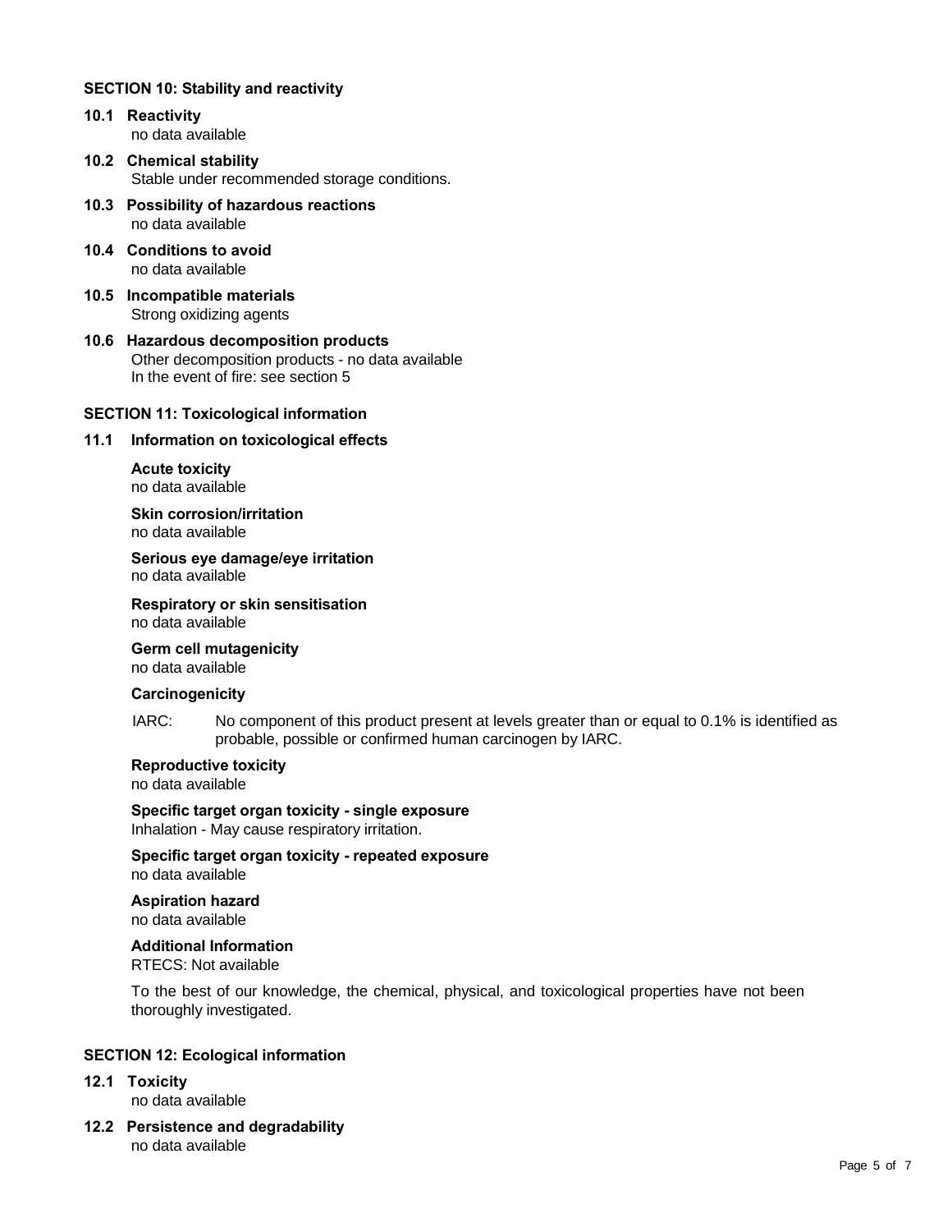## SECTION 10: Stability and reactivity

### 10.1 Reactivity

no data available

### 10.2 Chemical stability

Stable under recommended storage conditions.

### 10.3 Possibility of hazardous reactions

no data available

### 10.4 Conditions to avoid

no data available

### 10.5 Incompatible materials

Strong oxidizing agents

### 10.6 Hazardous decomposition products

Other decomposition products - no data available
In the event of fire: see section 5

## SECTION 11: Toxicological information

### 11.1 Information on toxicological effects

**Acute toxicity**
no data available

**Skin corrosion/irritation**
no data available

**Serious eye damage/eye irritation**
no data available

**Respiratory or skin sensitisation**
no data available

**Germ cell mutagenicity**
no data available

**Carcinogenicity**

IARC: No component of this product present at levels greater than or equal to 0.1% is identified as probable, possible or confirmed human carcinogen by IARC.

**Reproductive toxicity**
no data available

**Specific target organ toxicity - single exposure**
Inhalation - May cause respiratory irritation.

**Specific target organ toxicity - repeated exposure**
no data available

**Aspiration hazard**
no data available

**Additional Information**
RTECS: Not available

To the best of our knowledge, the chemical, physical, and toxicological properties have not been thoroughly investigated.

## SECTION 12: Ecological information

### 12.1 Toxicity

no data available

### 12.2 Persistence and degradability

no data available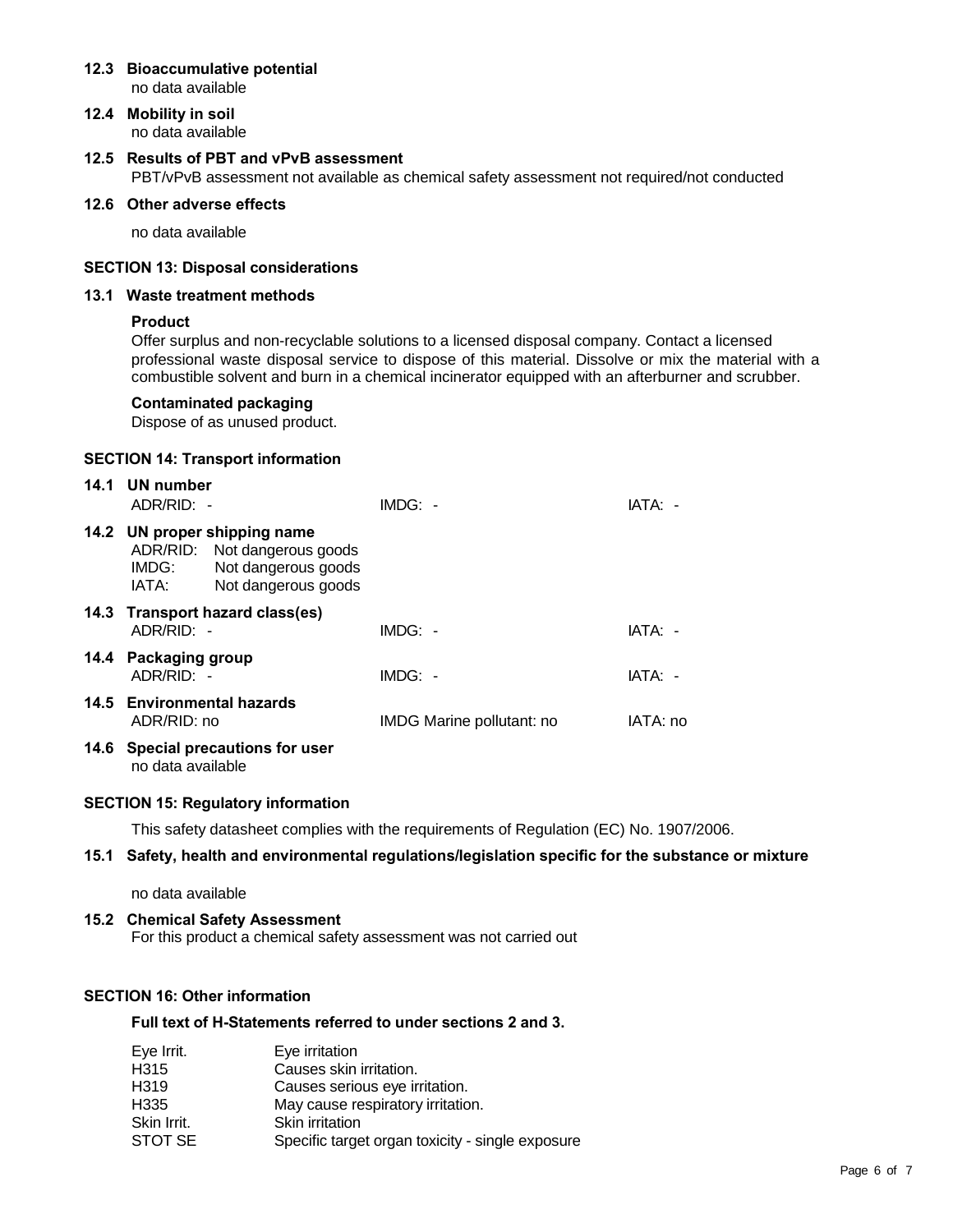### 12.3 Bioaccumulative potential

no data available

### 12.4 Mobility in soil

no data available

### 12.5 Results of PBT and vPvB assessment

PBT/vPvB assessment not available as chemical safety assessment not required/not conducted

### 12.6 Other adverse effects

no data available

## SECTION 13: Disposal considerations

### 13.1 Waste treatment methods

**Product**

Offer surplus and non-recyclable solutions to a licensed disposal company. Contact a licensed professional waste disposal service to dispose of this material. Dissolve or mix the material with a combustible solvent and burn in a chemical incinerator equipped with an afterburner and scrubber.

**Contaminated packaging**

Dispose of as unused product.

## SECTION 14: Transport information

### 14.1 UN number

| ADR/RID: - | IMDG: - | IATA: - |
|---|---|---|

### 14.2 UN proper shipping name

| | |
|---|---|
| ADR/RID: | Not dangerous goods |
| IMDG: | Not dangerous goods |
| IATA: | Not dangerous goods |

### 14.3 Transport hazard class(es)

| ADR/RID: - | IMDG: - | IATA: - |
|---|---|---|

### 14.4 Packaging group

| ADR/RID: - | IMDG: - | IATA: - |
|---|---|---|

### 14.5 Environmental hazards

| ADR/RID: no | IMDG Marine pollutant: no | IATA: no |
|---|---|---|

### 14.6 Special precautions for user

no data available

## SECTION 15: Regulatory information

This safety datasheet complies with the requirements of Regulation (EC) No. 1907/2006.

### 15.1 Safety, health and environmental regulations/legislation specific for the substance or mixture

no data available

### 15.2 Chemical Safety Assessment

For this product a chemical safety assessment was not carried out

## SECTION 16: Other information

**Full text of H-Statements referred to under sections 2 and 3.**

| | |
|---|---|
| Eye Irrit. | Eye irritation |
| H315 | Causes skin irritation. |
| H319 | Causes serious eye irritation. |
| H335 | May cause respiratory irritation. |
| Skin Irrit. | Skin irritation |
| STOT SE | Specific target organ toxicity - single exposure |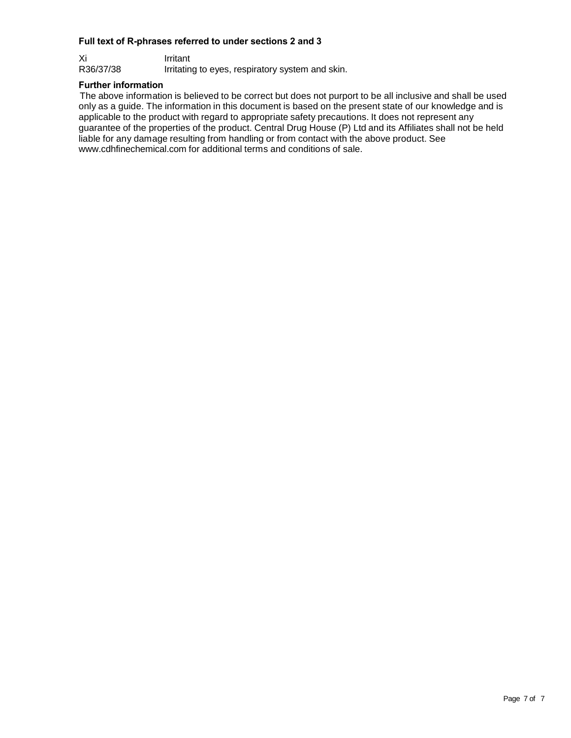**Full text of R-phrases referred to under sections 2 and 3**

| | |
|---|---|
| Xi | Irritant |
| R36/37/38 | Irritating to eyes, respiratory system and skin. |

**Further information**

The above information is believed to be correct but does not purport to be all inclusive and shall be used only as a guide. The information in this document is based on the present state of our knowledge and is applicable to the product with regard to appropriate safety precautions. It does not represent any guarantee of the properties of the product. Central Drug House (P) Ltd and its Affiliates shall not be held liable for any damage resulting from handling or from contact with the above product. See www.cdhfinechemical.com for additional terms and conditions of sale.